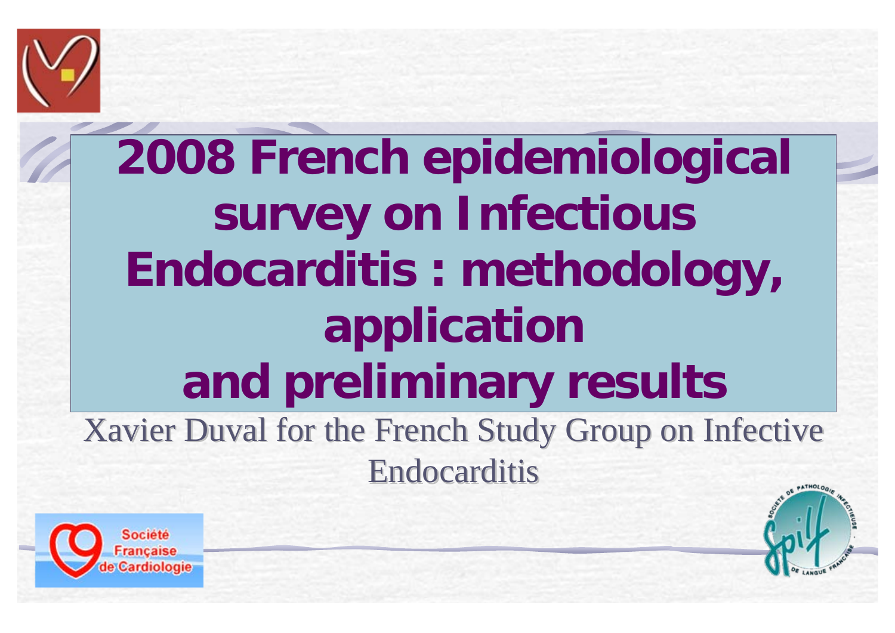# 2008 French epidemiological survey on Infectious Endocarditis : methodology, application and preliminary results

Xavier Duval for the French Study Group on Infective Endocarditis

Société Française de Cardiologie

Société de Pathologie Infectieuse de Langue Française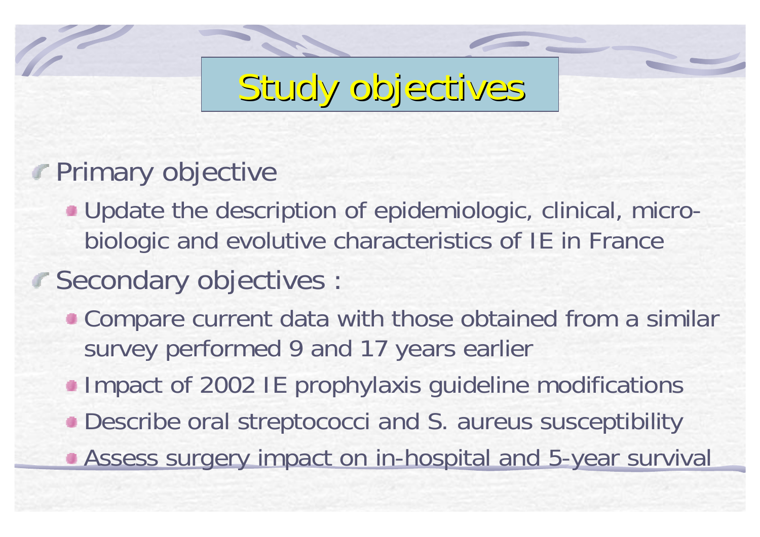# Study objectives

- Primary objective
  - Update the description of epidemiologic, clinical, micro-biologic and evolutive characteristics of IE in France
- Secondary objectives :
  - Compare current data with those obtained from a similar survey performed 9 and 17 years earlier
  - Impact of 2002 IE prophylaxis guideline modifications
  - Describe oral streptococci and S. aureus susceptibility
  - Assess surgery impact on in-hospital and 5-year survival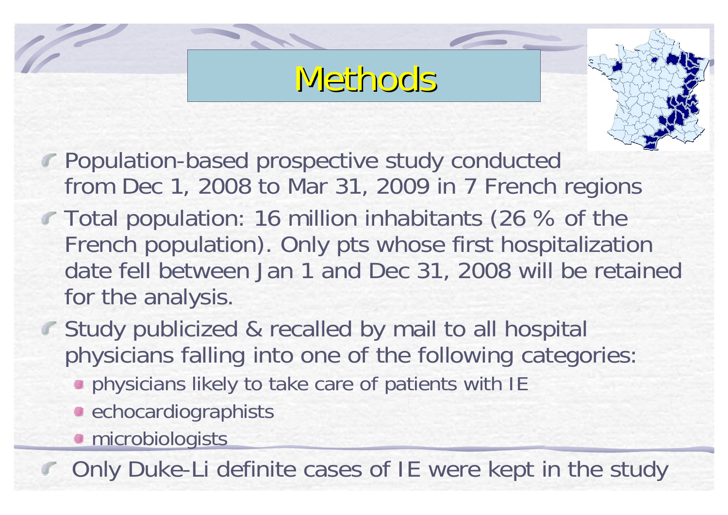# Methods

- Population-based prospective study conducted from Dec 1, 2008 to Mar 31, 2009 in 7 French regions
- Total population: 16 million inhabitants (26 % of the French population). Only pts whose first hospitalization date fell between Jan 1 and Dec 31, 2008 will be retained for the analysis.
- Study publicized & recalled by mail to all hospital physicians falling into one of the following categories:
  - physicians likely to take care of patients with IE
  - echocardiographists
  - microbiologists
- Only Duke-Li definite cases of IE were kept in the study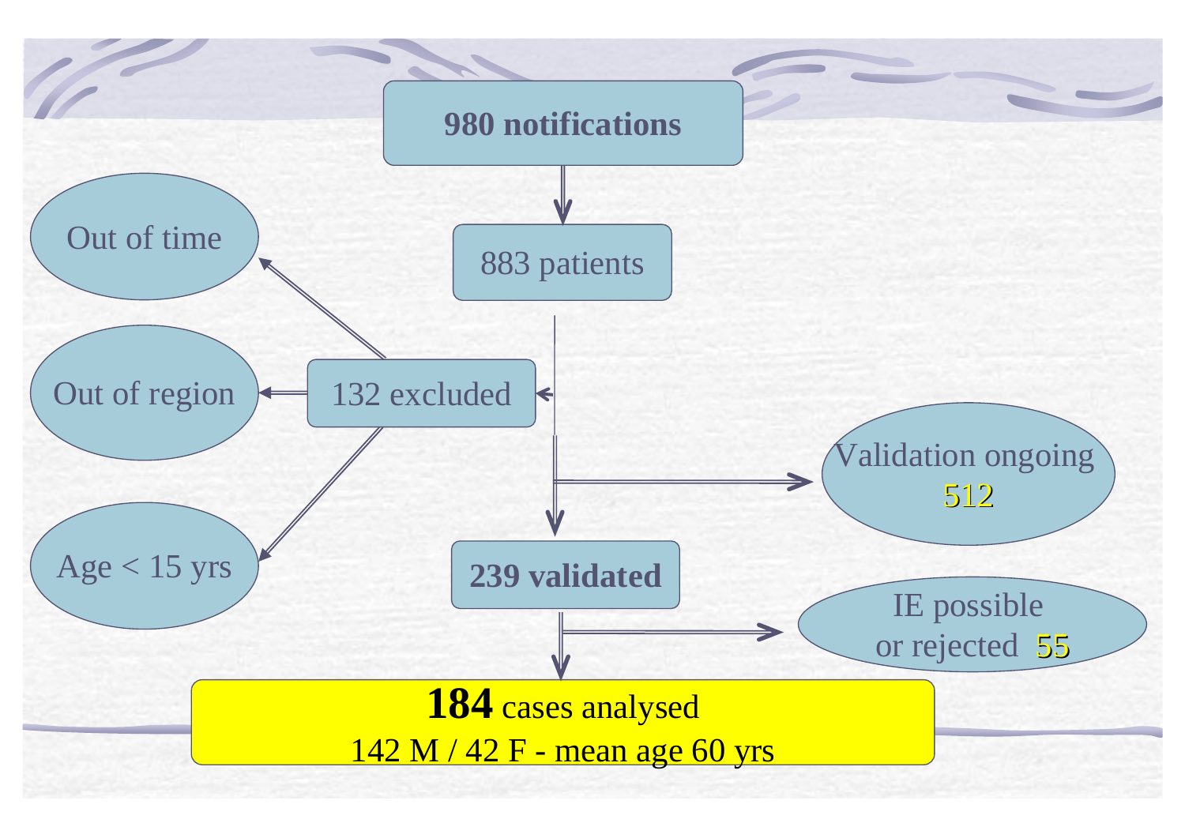**980 notifications**

883 patients

132 excluded

- Out of time
- Out of region
- Age < 15 yrs

Validation ongoing 512

**239 validated**

IE possible or rejected 55

**184** cases analysed

142 M / 42 F - mean age 60 yrs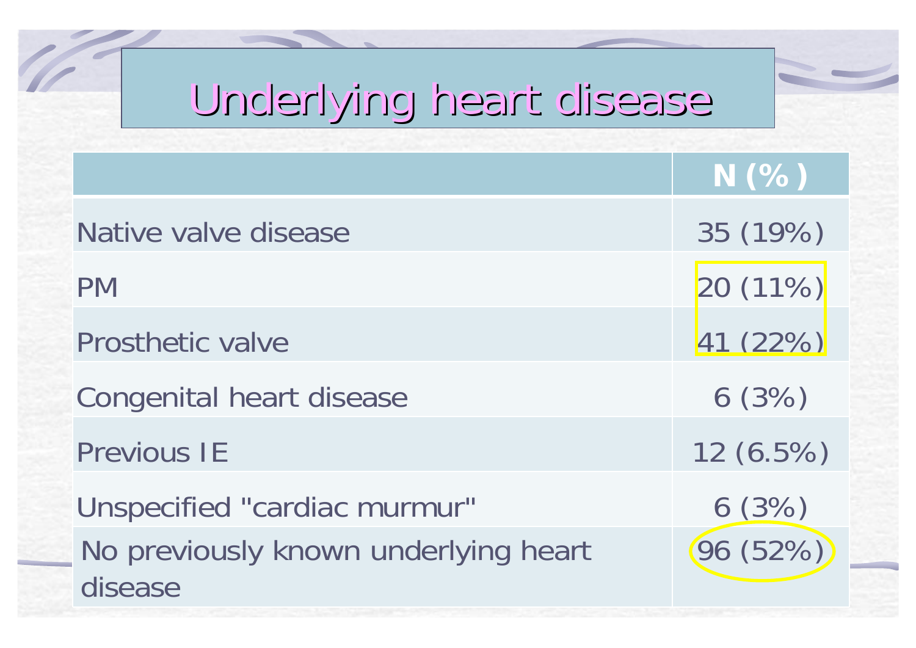# Underlying heart disease

| | N (%) |
|---|---|
| Native valve disease | 35 (19%) |
| PM | 20 (11%) |
| Prosthetic valve | 41 (22%) |
| Congenital heart disease | 6 (3%) |
| Previous IE | 12 (6.5%) |
| Unspecified "cardiac murmur" | 6 (3%) |
| No previously known underlying heart disease | 96 (52%) |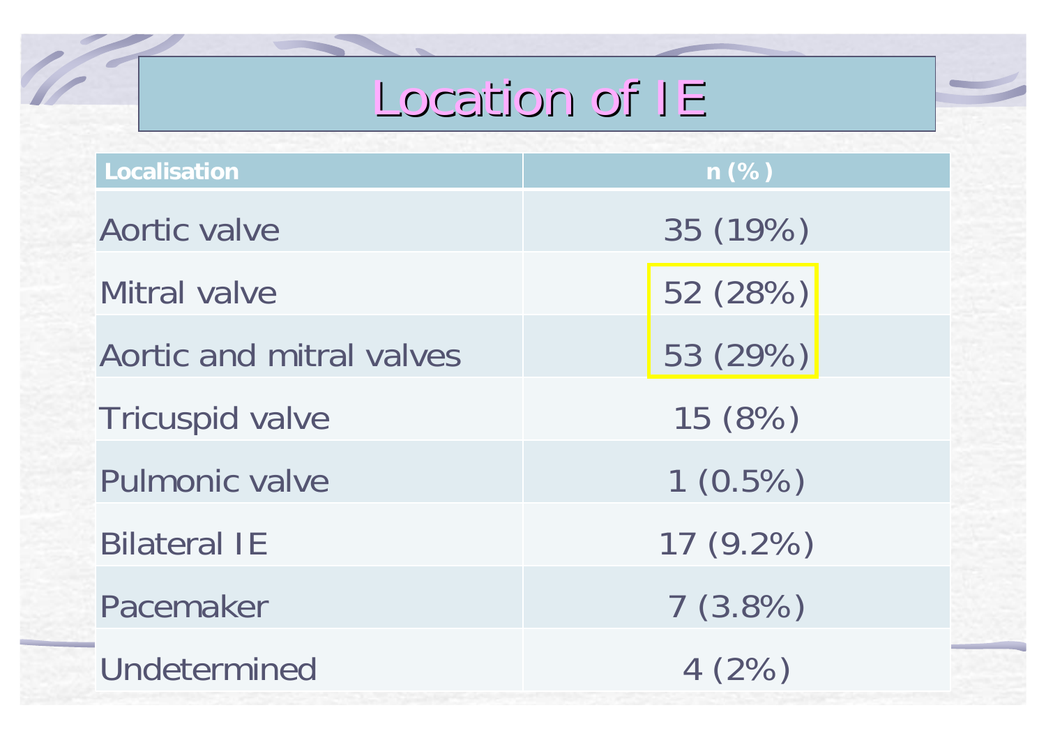# Location of IE

| Localisation | n (%) |
|---|---|
| Aortic valve | 35 (19%) |
| Mitral valve | 52 (28%) |
| Aortic and mitral valves | 53 (29%) |
| Tricuspid valve | 15 (8%) |
| Pulmonic valve | 1 (0.5%) |
| Bilateral IE | 17 (9.2%) |
| Pacemaker | 7 (3.8%) |
| Undetermined | 4 (2%) |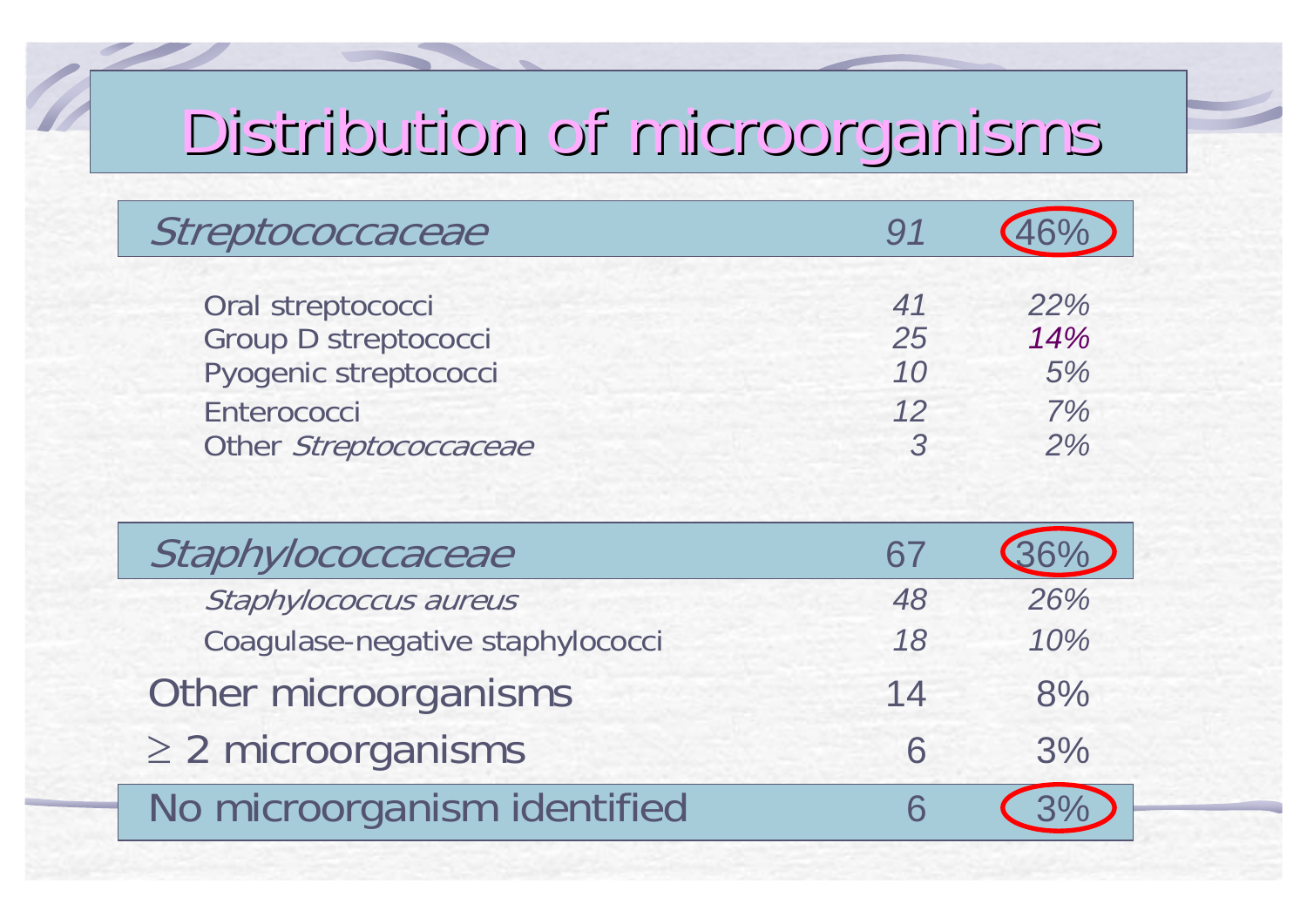# Distribution of microorganisms

| | | |
|---|---|---|
| *Streptococcaceae* | *91* | 46% |
| Oral streptococci | *41* | *22%* |
| Group D streptococci | *25* | *14%* |
| Pyogenic streptococci | *10* | *5%* |
| Enterococci | *12* | *7%* |
| Other *Streptococcaceae* | *3* | *2%* |
| *Staphylococcaceae* | 67 | 36% |
| *Staphylococcus aureus* | *48* | *26%* |
| Coagulase-negative staphylococci | *18* | *10%* |
| Other microorganisms | 14 | 8% |
| $\geq$ 2 microorganisms | 6 | 3% |
| No microorganism identified | 6 | 3% |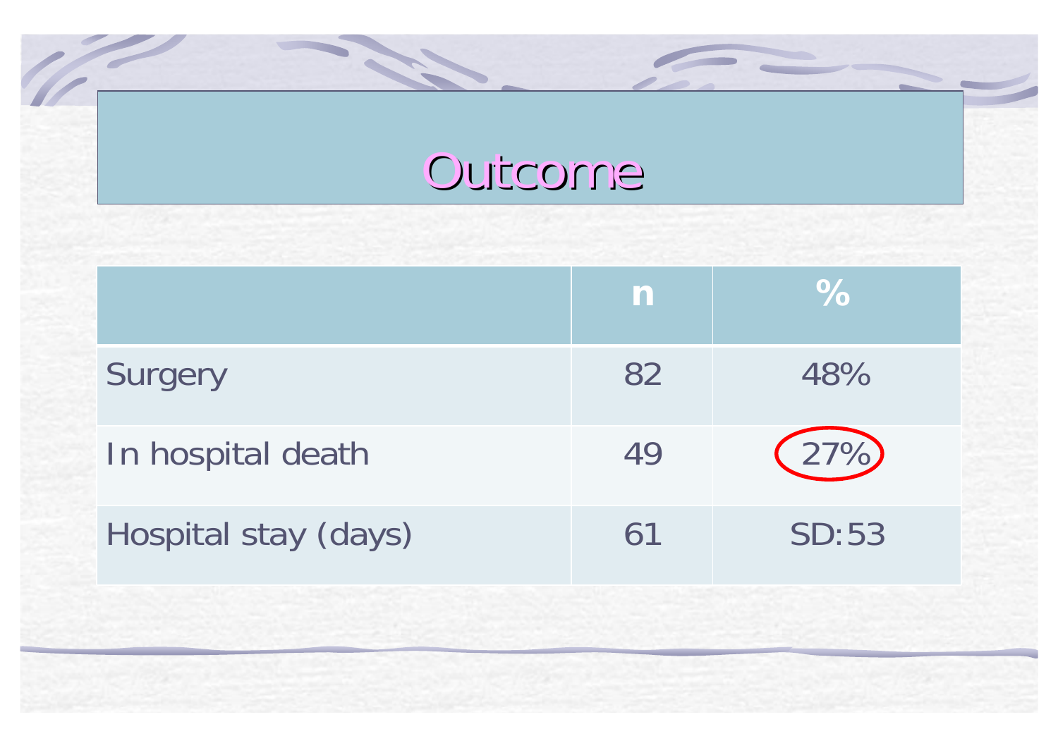# Outcome

| | n | % |
|---|---|---|
| Surgery | 82 | 48% |
| In hospital death | 49 | 27% |
| Hospital stay (days) | 61 | SD:53 |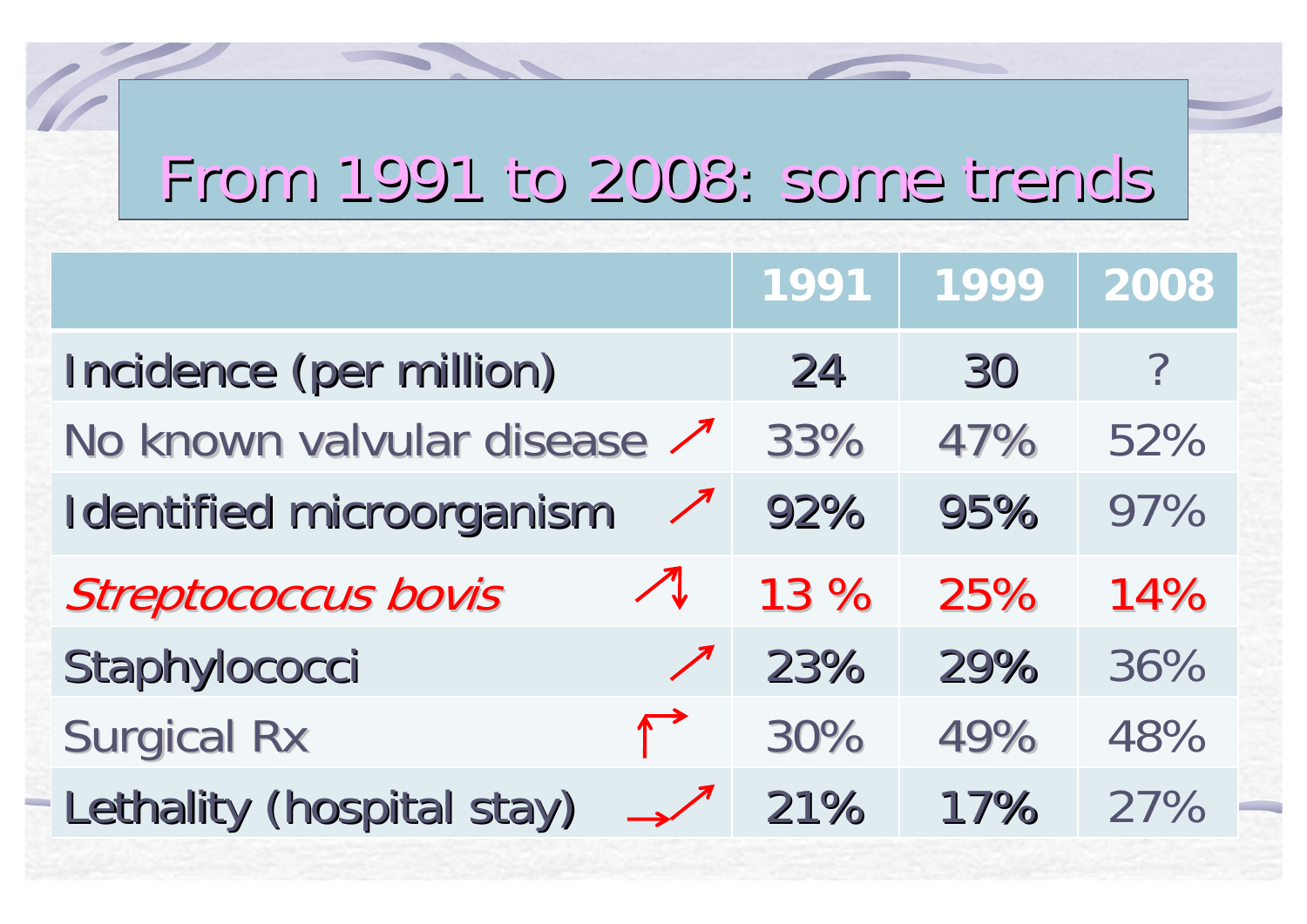# From 1991 to 2008: some trends

| | 1991 | 1999 | 2008 |
|---|---|---|---|
| Incidence (per million) | 24 | 30 | ? |
| No known valvular disease ↗ | 33% | 47% | 52% |
| Identified microorganism ↗ | 92% | 95% | 97% |
| *Streptococcus bovis* ↗↓ | 13 % | 25% | 14% |
| Staphylococci ↗ | 23% | 29% | 36% |
| Surgical Rx ↑→ | 30% | 49% | 48% |
| Lethality (hospital stay) →↗ | 21% | 17% | 27% |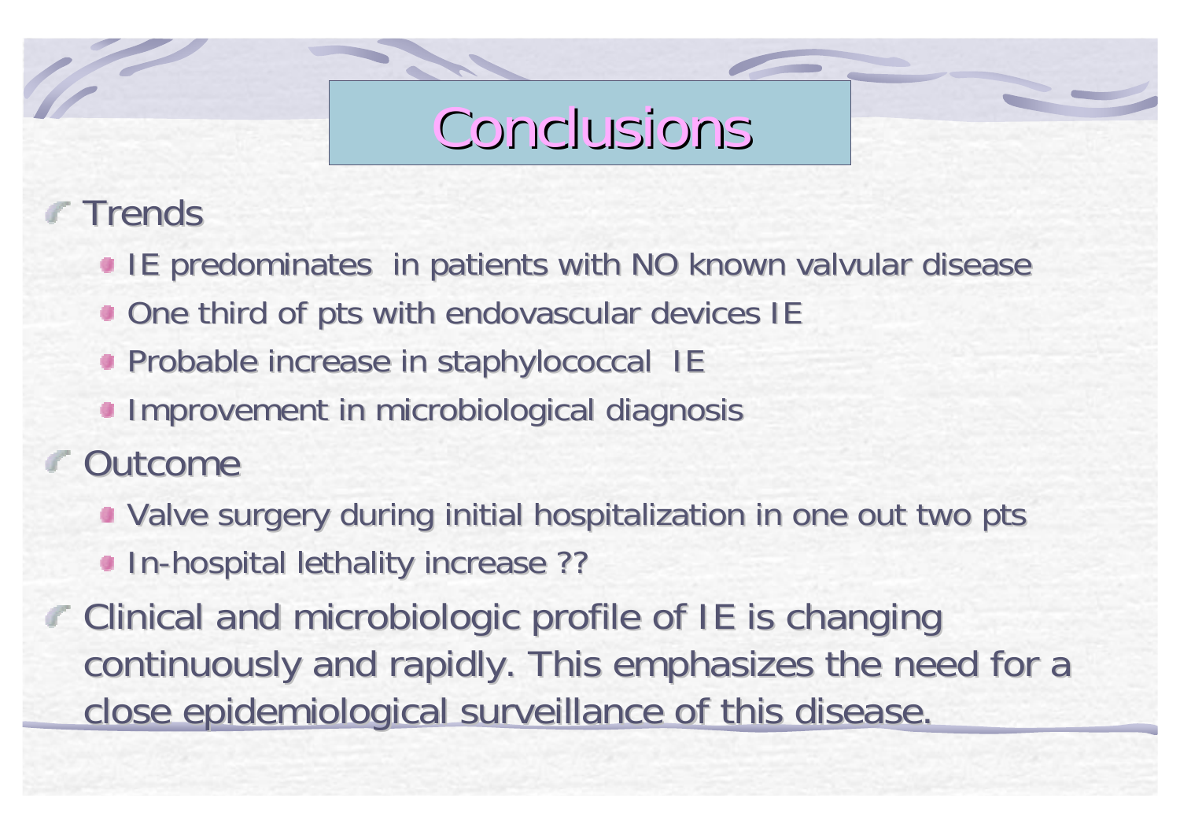# Conclusions

- Trends
  - IE predominates in patients with NO known valvular disease
  - One third of pts with endovascular devices IE
  - Probable increase in staphylococcal IE
  - Improvement in microbiological diagnosis
- Outcome
  - Valve surgery during initial hospitalization in one out two pts
  - In-hospital lethality increase ??
- Clinical and microbiologic profile of IE is changing continuously and rapidly. This emphasizes the need for a close epidemiological surveillance of this disease.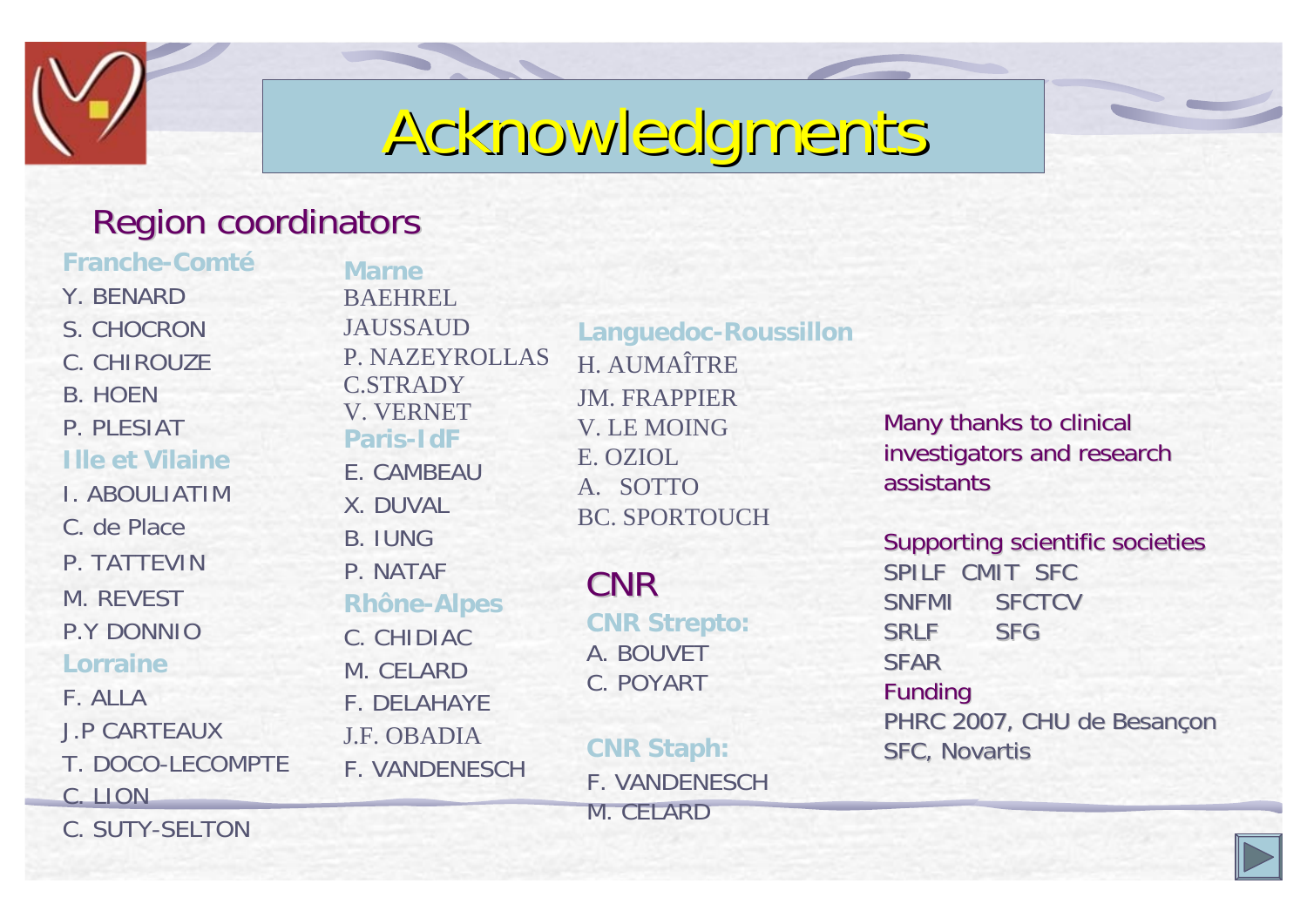# Acknowledgments

## Region coordinators

**Franche-Comté**

Y. BENARD
S. CHOCRON
C. CHIROUZE
B. HOEN
P. PLESIAT

**Ille et Vilaine**

I. ABOULIATIM
C. de Place
P. TATTEVIN
M. REVEST
P.Y DONNIO

**Lorraine**

F. ALLA
J.P CARTEAUX
T. DOCO-LECOMPTE
C. LION
C. SUTY-SELTON

**Marne**

BAEHREL
JAUSSAUD
P. NAZEYROLLAS
C.STRADY
V. VERNET

**Paris-IdF**

E. CAMBEAU
X. DUVAL
B. IUNG
P. NATAF

**Rhône-Alpes**

C. CHIDIAC
M. CELARD
F. DELAHAYE
J.F. OBADIA
F. VANDENESCH

**Languedoc-Roussillon**

H. AUMAÎTRE
JM. FRAPPIER
V. LE MOING
E. OZIOL
A. SOTTO
BC. SPORTOUCH

## CNR

**CNR Strepto:**

A. BOUVET
C. POYART

**CNR Staph:**

F. VANDENESCH
M. CELARD

Many thanks to clinical investigators and research assistants

Supporting scientific societies

SPILF CMIT SFC
SNFMI SFCTCV
SRLF SFG
SFAR

Funding

PHRC 2007, CHU de Besançon
SFC, Novartis